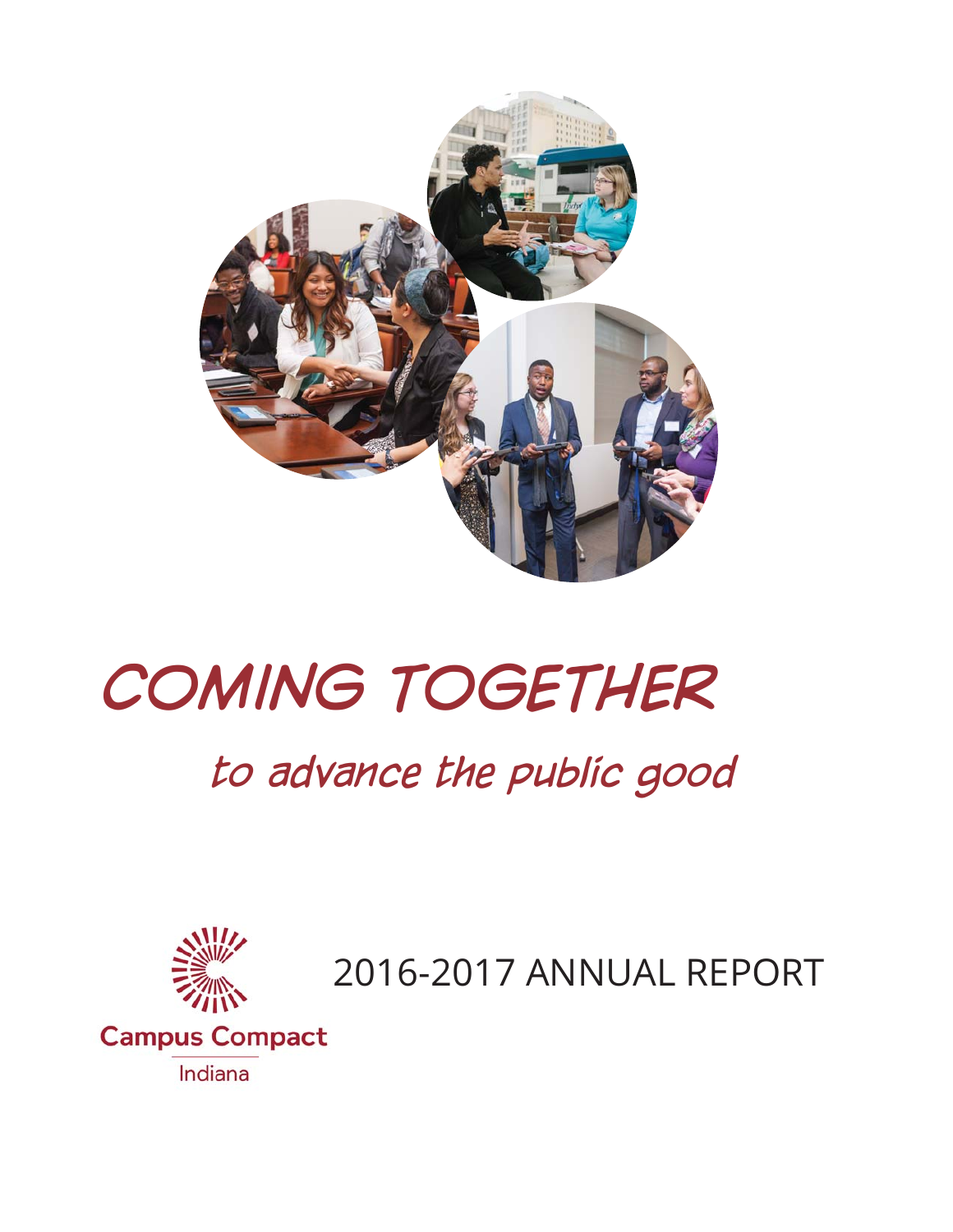# COMING TOGETHER

## *to advance the public good*

Campus Compact

Indiana

2016-2017 ANNUAL REPORT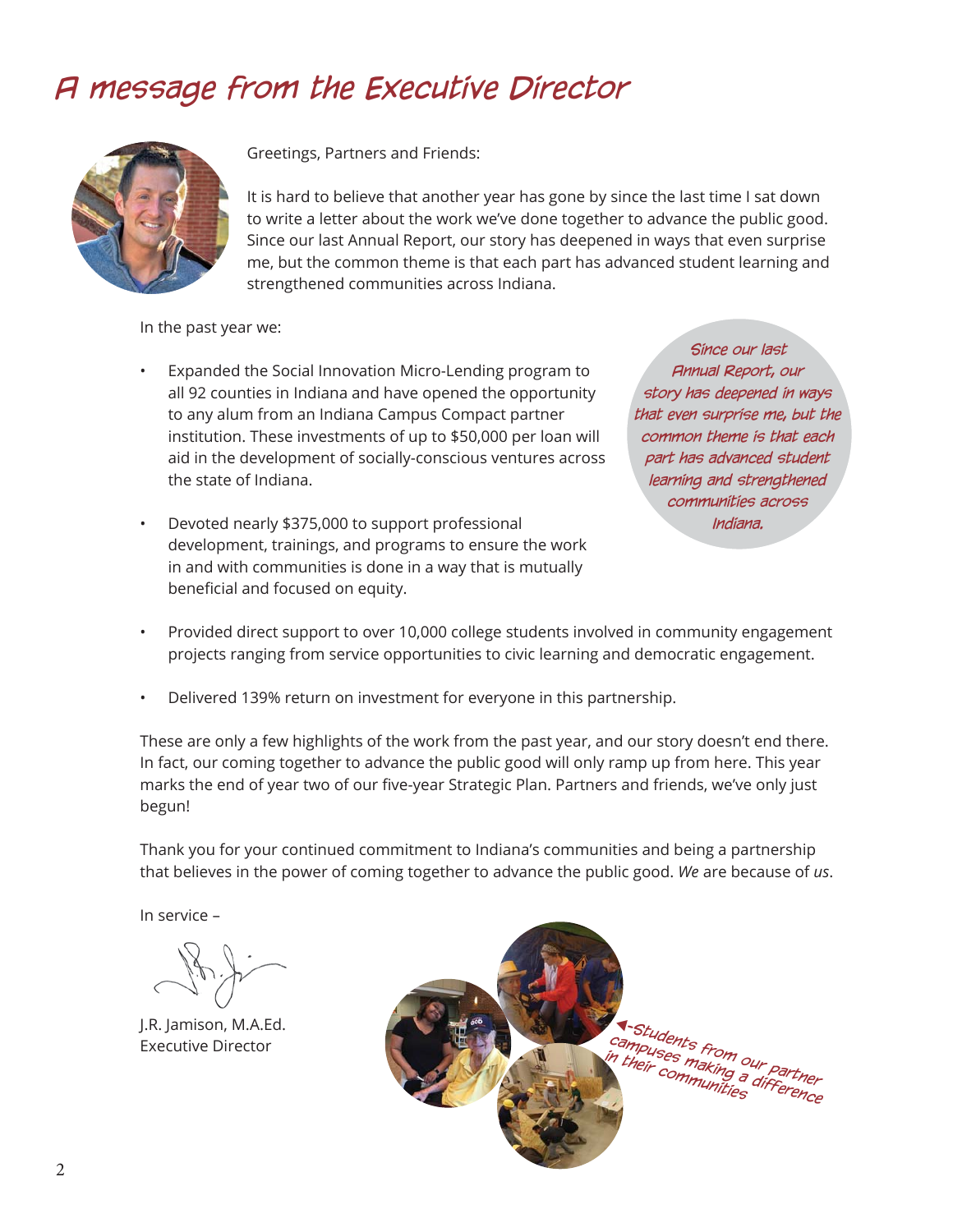# A message from the Executive Director

Greetings, Partners and Friends:

It is hard to believe that another year has gone by since the last time I sat down to write a letter about the work we've done together to advance the public good. Since our last Annual Report, our story has deepened in ways that even surprise me, but the common theme is that each part has advanced student learning and strengthened communities across Indiana.

In the past year we:

- Expanded the Social Innovation Micro-Lending program to all 92 counties in Indiana and have opened the opportunity to any alum from an Indiana Campus Compact partner institution. These investments of up to $50,000 per loan will aid in the development of socially-conscious ventures across the state of Indiana.
- Devoted nearly $375,000 to support professional development, trainings, and programs to ensure the work in and with communities is done in a way that is mutually beneficial and focused on equity.
- Provided direct support to over 10,000 college students involved in community engagement projects ranging from service opportunities to civic learning and democratic engagement.
- Delivered 139% return on investment for everyone in this partnership.

*Since our last Annual Report, our story has deepened in ways that even surprise me, but the common theme is that each part has advanced student learning and strengthened communities across Indiana.*

These are only a few highlights of the work from the past year, and our story doesn't end there. In fact, our coming together to advance the public good will only ramp up from here. This year marks the end of year two of our five-year Strategic Plan. Partners and friends, we've only just begun!

Thank you for your continued commitment to Indiana's communities and being a partnership that believes in the power of coming together to advance the public good. *We* are because of *us*.

In service –

J.R. Jamison, M.A.Ed.
Executive Director

◄-Students from our partner campuses making a difference in their communities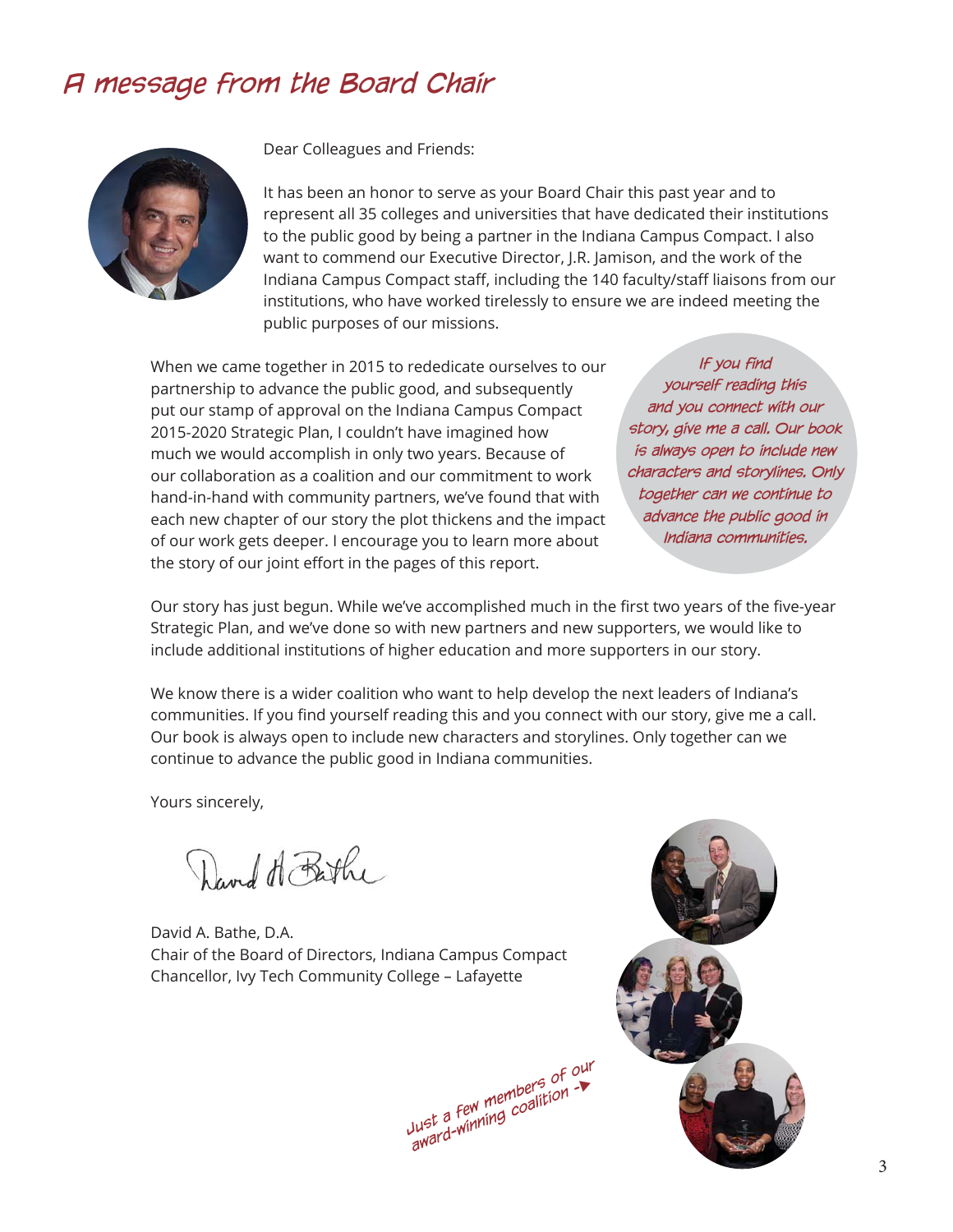# A message from the Board Chair

Dear Colleagues and Friends:

It has been an honor to serve as your Board Chair this past year and to represent all 35 colleges and universities that have dedicated their institutions to the public good by being a partner in the Indiana Campus Compact. I also want to commend our Executive Director, J.R. Jamison, and the work of the Indiana Campus Compact staff, including the 140 faculty/staff liaisons from our institutions, who have worked tirelessly to ensure we are indeed meeting the public purposes of our missions.

When we came together in 2015 to rededicate ourselves to our partnership to advance the public good, and subsequently put our stamp of approval on the Indiana Campus Compact 2015-2020 Strategic Plan, I couldn't have imagined how much we would accomplish in only two years. Because of our collaboration as a coalition and our commitment to work hand-in-hand with community partners, we've found that with each new chapter of our story the plot thickens and the impact of our work gets deeper. I encourage you to learn more about the story of our joint effort in the pages of this report.

*If you find yourself reading this and you connect with our story, give me a call. Our book is always open to include new characters and storylines. Only together can we continue to advance the public good in Indiana communities.*

Our story has just begun. While we've accomplished much in the first two years of the five-year Strategic Plan, and we've done so with new partners and new supporters, we would like to include additional institutions of higher education and more supporters in our story.

We know there is a wider coalition who want to help develop the next leaders of Indiana's communities. If you find yourself reading this and you connect with our story, give me a call. Our book is always open to include new characters and storylines. Only together can we continue to advance the public good in Indiana communities.

Yours sincerely,

David A. Bathe, D.A.
Chair of the Board of Directors, Indiana Campus Compact
Chancellor, Ivy Tech Community College – Lafayette

*Just a few members of our award-winning coalition*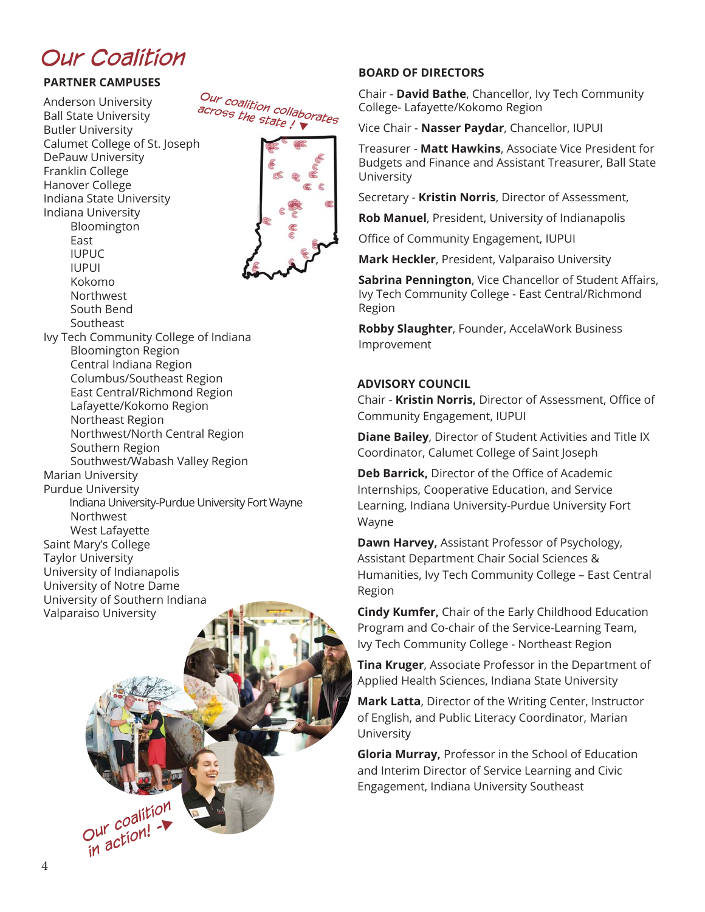# Our Coalition

## PARTNER CAMPUSES

- Anderson University
- Ball State University
- Butler University
- Calumet College of St. Joseph
- DePauw University
- Franklin College
- Hanover College
- Indiana State University
- Indiana University
  - Bloomington
  - East
  - IUPUC
  - IUPUI
  - Kokomo
  - Northwest
  - South Bend
  - Southeast
- Ivy Tech Community College of Indiana
  - Bloomington Region
  - Central Indiana Region
  - Columbus/Southeast Region
  - East Central/Richmond Region
  - Lafayette/Kokomo Region
  - Northeast Region
  - Northwest/North Central Region
  - Southern Region
  - Southwest/Wabash Valley Region
- Marian University
- Purdue University
  - Indiana University-Purdue University Fort Wayne
  - Northwest
  - West Lafayette
- Saint Mary's College
- Taylor University
- University of Indianapolis
- University of Notre Dame
- University of Southern Indiana
- Valparaiso University

*Our coalition collaborates across the state!*

*Our coalition in action!*

## BOARD OF DIRECTORS

Chair - **David Bathe**, Chancellor, Ivy Tech Community College- Lafayette/Kokomo Region

Vice Chair - **Nasser Paydar**, Chancellor, IUPUI

Treasurer - **Matt Hawkins**, Associate Vice President for Budgets and Finance and Assistant Treasurer, Ball State University

Secretary - **Kristin Norris**, Director of Assessment,

**Rob Manuel**, President, University of Indianapolis

Office of Community Engagement, IUPUI

**Mark Heckler**, President, Valparaiso University

**Sabrina Pennington**, Vice Chancellor of Student Affairs, Ivy Tech Community College - East Central/Richmond Region

**Robby Slaughter**, Founder, AccelaWork Business Improvement

## ADVISORY COUNCIL

Chair - **Kristin Norris,** Director of Assessment, Office of Community Engagement, IUPUI

**Diane Bailey**, Director of Student Activities and Title IX Coordinator, Calumet College of Saint Joseph

**Deb Barrick,** Director of the Office of Academic Internships, Cooperative Education, and Service Learning, Indiana University-Purdue University Fort Wayne

**Dawn Harvey,** Assistant Professor of Psychology, Assistant Department Chair Social Sciences & Humanities, Ivy Tech Community College – East Central Region

**Cindy Kumfer,** Chair of the Early Childhood Education Program and Co-chair of the Service-Learning Team, Ivy Tech Community College - Northeast Region

**Tina Kruger**, Associate Professor in the Department of Applied Health Sciences, Indiana State University

**Mark Latta**, Director of the Writing Center, Instructor of English, and Public Literacy Coordinator, Marian University

**Gloria Murray,** Professor in the School of Education and Interim Director of Service Learning and Civic Engagement, Indiana University Southeast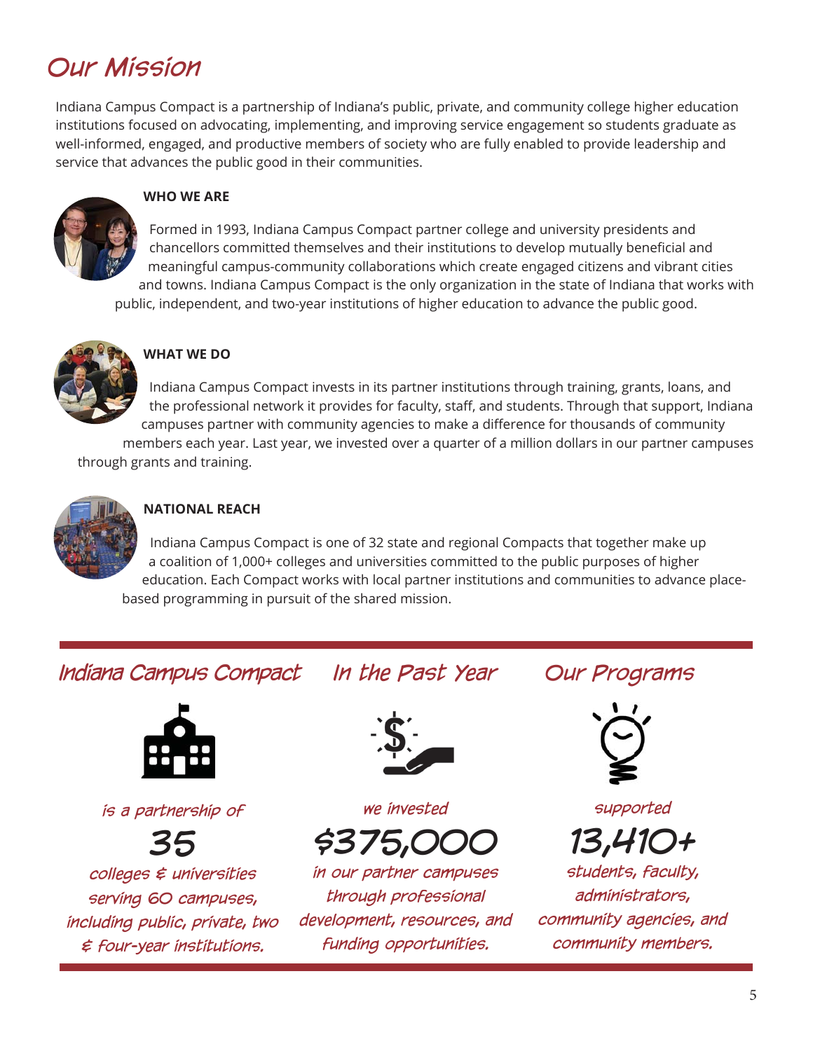# Our Mission

Indiana Campus Compact is a partnership of Indiana's public, private, and community college higher education institutions focused on advocating, implementing, and improving service engagement so students graduate as well-informed, engaged, and productive members of society who are fully enabled to provide leadership and service that advances the public good in their communities.

**WHO WE ARE**

Formed in 1993, Indiana Campus Compact partner college and university presidents and chancellors committed themselves and their institutions to develop mutually beneficial and meaningful campus-community collaborations which create engaged citizens and vibrant cities and towns. Indiana Campus Compact is the only organization in the state of Indiana that works with public, independent, and two-year institutions of higher education to advance the public good.

**WHAT WE DO**

Indiana Campus Compact invests in its partner institutions through training, grants, loans, and the professional network it provides for faculty, staff, and students. Through that support, Indiana campuses partner with community agencies to make a difference for thousands of community members each year. Last year, we invested over a quarter of a million dollars in our partner campuses through grants and training.

**NATIONAL REACH**

Indiana Campus Compact is one of 32 state and regional Compacts that together make up a coalition of 1,000+ colleges and universities committed to the public purposes of higher education. Each Compact works with local partner institutions and communities to advance place-based programming in pursuit of the shared mission.

## Indiana Campus Compact

*is a partnership of*

**35**

*colleges & universities serving 60 campuses, including public, private, two & four-year institutions.*

## In the Past Year

*we invested*

**$375,000**

*in our partner campuses through professional development, resources, and funding opportunities.*

## Our Programs

*supported*

**13,410+**

*students, faculty, administrators, community agencies, and community members.*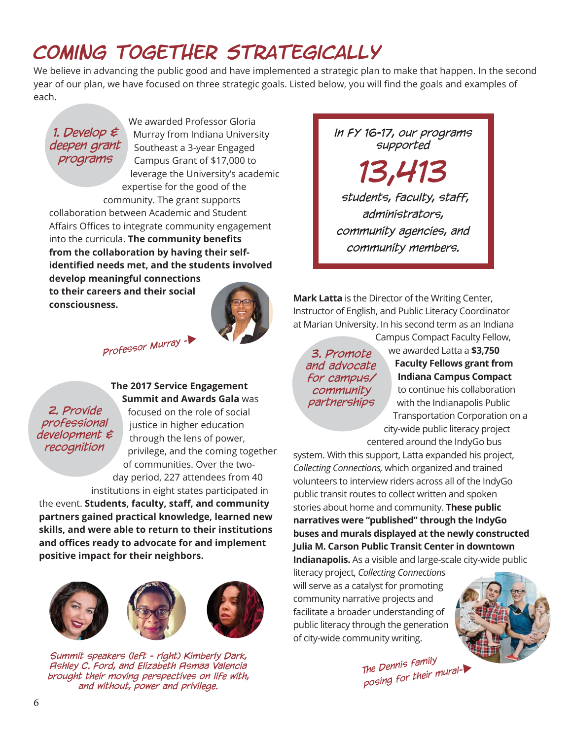# COMING TOGETHER STRATEGICALLY

We believe in advancing the public good and have implemented a strategic plan to make that happen. In the second year of our plan, we have focused on three strategic goals. Listed below, you will find the goals and examples of each.

## 1. Develop & deepen grant programs

We awarded Professor Gloria Murray from Indiana University Southeast a 3-year Engaged Campus Grant of $17,000 to leverage the University's academic expertise for the good of the community. The grant supports collaboration between Academic and Student Affairs Offices to integrate community engagement into the curricula. **The community benefits from the collaboration by having their self-identified needs met, and the students involved develop meaningful connections to their careers and their social consciousness.**

*Professor Murray*

## 2. Provide professional development & recognition

**The 2017 Service Engagement Summit and Awards Gala** was focused on the role of social justice in higher education through the lens of power, privilege, and the coming together of communities. Over the two-day period, 227 attendees from 40 institutions in eight states participated in the event. **Students, faculty, staff, and community partners gained practical knowledge, learned new skills, and were able to return to their institutions and offices ready to advocate for and implement positive impact for their neighbors.**

*Summit speakers (left - right) Kimberly Dark, Ashley C. Ford, and Elizabeth Asmaa Valencia brought their moving perspectives on life with, and without, power and privilege.*

> *In FY 16-17, our programs supported*
>
> ***13,413***
>
> *students, faculty, staff, administrators, community agencies, and community members.*

## 3. Promote and advocate for campus/community partnerships

**Mark Latta** is the Director of the Writing Center, Instructor of English, and Public Literacy Coordinator at Marian University. In his second term as an Indiana Campus Compact Faculty Fellow, we awarded Latta a **$3,750 Faculty Fellows grant from Indiana Campus Compact** to continue his collaboration with the Indianapolis Public Transportation Corporation on a city-wide public literacy project centered around the IndyGo bus system. With this support, Latta expanded his project, *Collecting Connections,* which organized and trained volunteers to interview riders across all of the IndyGo public transit routes to collect written and spoken stories about home and community. **These public narratives were "published" through the IndyGo buses and murals displayed at the newly constructed Julia M. Carson Public Transit Center in downtown Indianapolis.** As a visible and large-scale city-wide public literacy project, *Collecting Connections* will serve as a catalyst for promoting community narrative projects and facilitate a broader understanding of public literacy through the generation of city-wide community writing.

*The Dennis family posing for their mural*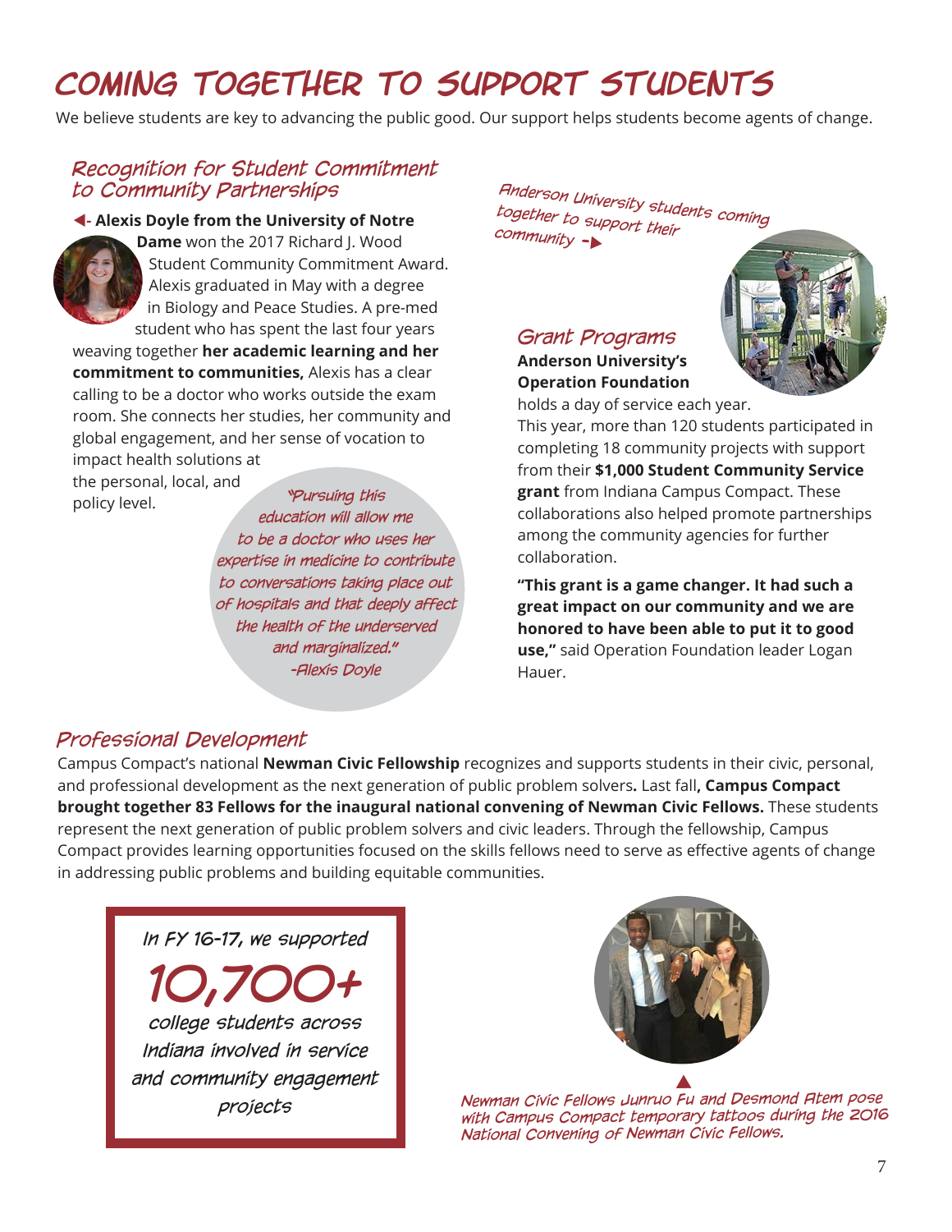# COMING TOGETHER TO SUPPORT STUDENTS

We believe students are key to advancing the public good. Our support helps students become agents of change.

## Recognition for Student Commitment to Community Partnerships

◄- **Alexis Doyle from the University of Notre Dame** won the 2017 Richard J. Wood Student Community Commitment Award. Alexis graduated in May with a degree in Biology and Peace Studies. A pre-med student who has spent the last four years weaving together **her academic learning and her commitment to communities,** Alexis has a clear calling to be a doctor who works outside the exam room. She connects her studies, her community and global engagement, and her sense of vocation to impact health solutions at the personal, local, and policy level.

*"Pursuing this education will allow me to be a doctor who uses her expertise in medicine to contribute to conversations taking place out of hospitals and that deeply affect the health of the underserved and marginalized." -Alexis Doyle*

*Anderson University students coming together to support their community -►*

## Grant Programs

**Anderson University's Operation Foundation** holds a day of service each year. This year, more than 120 students participated in completing 18 community projects with support from their **$1,000 Student Community Service grant** from Indiana Campus Compact. These collaborations also helped promote partnerships among the community agencies for further collaboration.

**"This grant is a game changer. It had such a great impact on our community and we are honored to have been able to put it to good use,"** said Operation Foundation leader Logan Hauer.

## Professional Development

Campus Compact's national **Newman Civic Fellowship** recognizes and supports students in their civic, personal, and professional development as the next generation of public problem solvers**.** Last fall**, Campus Compact brought together 83 Fellows for the inaugural national convening of Newman Civic Fellows.** These students represent the next generation of public problem solvers and civic leaders. Through the fellowship, Campus Compact provides learning opportunities focused on the skills fellows need to serve as effective agents of change in addressing public problems and building equitable communities.

*In FY 16-17, we supported*

**10,700+**

*college students across Indiana involved in service and community engagement projects*

*▲ Newman Civic Fellows Junruo Fu and Desmond Atem pose with Campus Compact temporary tattoos during the 2016 National Convening of Newman Civic Fellows.*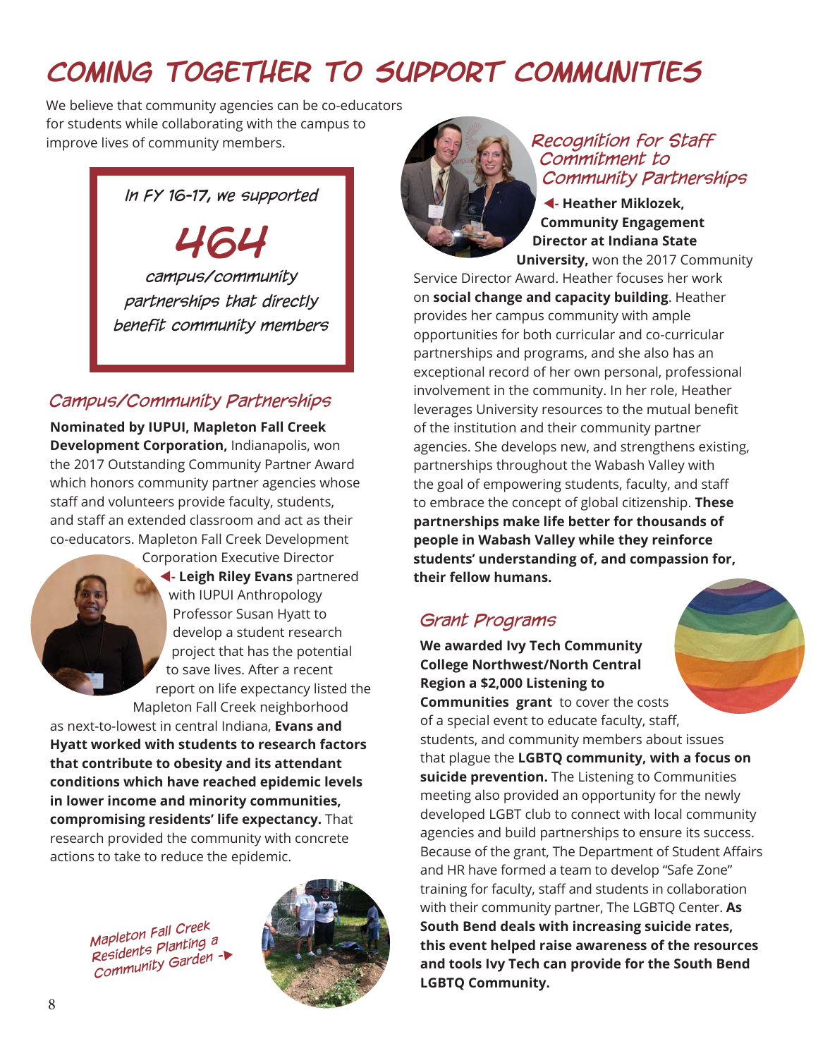# COMING TOGETHER TO SUPPORT COMMUNITIES

We believe that community agencies can be co-educators for students while collaborating with the campus to improve lives of community members.

*In FY 16-17, we supported*

**464**

*campus/community partnerships that directly benefit community members*

## Campus/Community Partnerships

**Nominated by IUPUI, Mapleton Fall Creek Development Corporation,** Indianapolis, won the 2017 Outstanding Community Partner Award which honors community partner agencies whose staff and volunteers provide faculty, students, and staff an extended classroom and act as their co-educators. Mapleton Fall Creek Development Corporation Executive Director ◄- **Leigh Riley Evans** partnered with IUPUI Anthropology Professor Susan Hyatt to develop a student research project that has the potential to save lives. After a recent report on life expectancy listed the Mapleton Fall Creek neighborhood as next-to-lowest in central Indiana, **Evans and Hyatt worked with students to research factors that contribute to obesity and its attendant conditions which have reached epidemic levels in lower income and minority communities, compromising residents' life expectancy.** That research provided the community with concrete actions to take to reduce the epidemic.

*Mapleton Fall Creek Residents Planting a Community Garden -►*

## Recognition for Staff Commitment to Community Partnerships

◄- **Heather Miklozek, Community Engagement Director at Indiana State University,** won the 2017 Community Service Director Award. Heather focuses her work on **social change and capacity building**. Heather provides her campus community with ample opportunities for both curricular and co-curricular partnerships and programs, and she also has an exceptional record of her own personal, professional involvement in the community. In her role, Heather leverages University resources to the mutual benefit of the institution and their community partner agencies. She develops new, and strengthens existing, partnerships throughout the Wabash Valley with the goal of empowering students, faculty, and staff to embrace the concept of global citizenship. **These partnerships make life better for thousands of people in Wabash Valley while they reinforce students' understanding of, and compassion for, their fellow humans.**

## Grant Programs

**We awarded Ivy Tech Community College Northwest/North Central Region a $2,000 Listening to Communities grant** to cover the costs of a special event to educate faculty, staff, students, and community members about issues that plague the **LGBTQ community, with a focus on suicide prevention.** The Listening to Communities meeting also provided an opportunity for the newly developed LGBT club to connect with local community agencies and build partnerships to ensure its success. Because of the grant, The Department of Student Affairs and HR have formed a team to develop "Safe Zone" training for faculty, staff and students in collaboration with their community partner, The LGBTQ Center. **As South Bend deals with increasing suicide rates, this event helped raise awareness of the resources and tools Ivy Tech can provide for the South Bend LGBTQ Community.**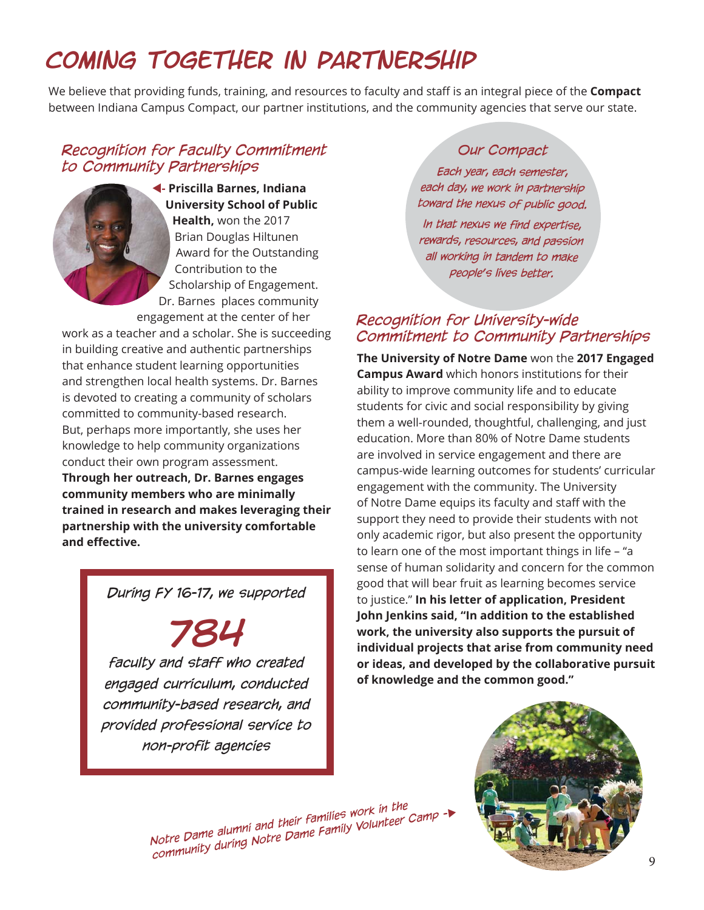# Coming Together in Partnership

We believe that providing funds, training, and resources to faculty and staff is an integral piece of the **Compact** between Indiana Campus Compact, our partner institutions, and the community agencies that serve our state.

## Recognition for Faculty Commitment to Community Partnerships

◄- **Priscilla Barnes, Indiana University School of Public Health,** won the 2017 Brian Douglas Hiltunen Award for the Outstanding Contribution to the Scholarship of Engagement. Dr. Barnes places community engagement at the center of her work as a teacher and a scholar. She is succeeding in building creative and authentic partnerships that enhance student learning opportunities and strengthen local health systems. Dr. Barnes is devoted to creating a community of scholars committed to community-based research. But, perhaps more importantly, she uses her knowledge to help community organizations conduct their own program assessment. **Through her outreach, Dr. Barnes engages community members who are minimally trained in research and makes leveraging their partnership with the university comfortable and effective.**

*During FY 16-17, we supported*

***784***

*faculty and staff who created engaged curriculum, conducted community-based research, and provided professional service to non-profit agencies*

### Our Compact

*Each year, each semester, each day, we work in partnership toward the nexus of public good.*

*In that nexus we find expertise, rewards, resources, and passion all working in tandem to make people's lives better.*

## Recognition for University-wide Commitment to Community Partnerships

**The University of Notre Dame** won the **2017 Engaged Campus Award** which honors institutions for their ability to improve community life and to educate students for civic and social responsibility by giving them a well-rounded, thoughtful, challenging, and just education. More than 80% of Notre Dame students are involved in service engagement and there are campus-wide learning outcomes for students' curricular engagement with the community. The University of Notre Dame equips its faculty and staff with the support they need to provide their students with not only academic rigor, but also present the opportunity to learn one of the most important things in life – "a sense of human solidarity and concern for the common good that will bear fruit as learning becomes service to justice." **In his letter of application, President John Jenkins said, "In addition to the established work, the university also supports the pursuit of individual projects that arise from community need or ideas, and developed by the collaborative pursuit of knowledge and the common good."**

*Notre Dame alumni and their families work in the community during Notre Dame Family Volunteer Camp -►*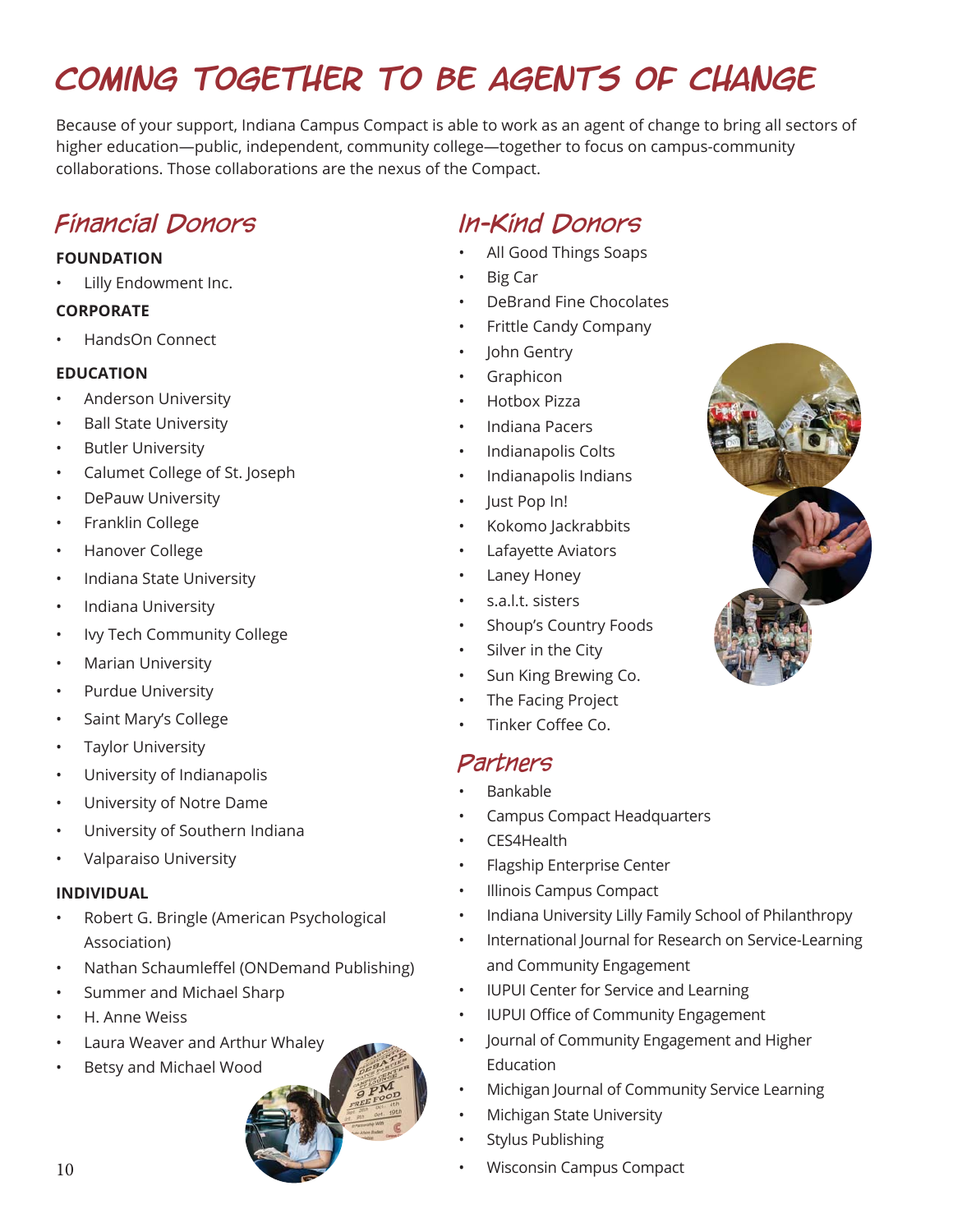# COMING TOGETHER TO BE AGENTS OF CHANGE

Because of your support, Indiana Campus Compact is able to work as an agent of change to bring all sectors of higher education—public, independent, community college—together to focus on campus-community collaborations. Those collaborations are the nexus of the Compact.

## Financial Donors

**FOUNDATION**

- Lilly Endowment Inc.

**CORPORATE**

- HandsOn Connect

**EDUCATION**

- Anderson University
- Ball State University
- Butler University
- Calumet College of St. Joseph
- DePauw University
- Franklin College
- Hanover College
- Indiana State University
- Indiana University
- Ivy Tech Community College
- Marian University
- Purdue University
- Saint Mary's College
- Taylor University
- University of Indianapolis
- University of Notre Dame
- University of Southern Indiana
- Valparaiso University

**INDIVIDUAL**

- Robert G. Bringle (American Psychological Association)
- Nathan Schaumleffel (ONDemand Publishing)
- Summer and Michael Sharp
- H. Anne Weiss
- Laura Weaver and Arthur Whaley
- Betsy and Michael Wood

## In-Kind Donors

- All Good Things Soaps
- Big Car
- DeBrand Fine Chocolates
- Frittle Candy Company
- John Gentry
- Graphicon
- Hotbox Pizza
- Indiana Pacers
- Indianapolis Colts
- Indianapolis Indians
- Just Pop In!
- Kokomo Jackrabbits
- Lafayette Aviators
- Laney Honey
- s.a.l.t. sisters
- Shoup's Country Foods
- Silver in the City
- Sun King Brewing Co.
- The Facing Project
- Tinker Coffee Co.

## Partners

- Bankable
- Campus Compact Headquarters
- CES4Health
- Flagship Enterprise Center
- Illinois Campus Compact
- Indiana University Lilly Family School of Philanthropy
- International Journal for Research on Service-Learning and Community Engagement
- IUPUI Center for Service and Learning
- IUPUI Office of Community Engagement
- Journal of Community Engagement and Higher Education
- Michigan Journal of Community Service Learning
- Michigan State University
- Stylus Publishing
- Wisconsin Campus Compact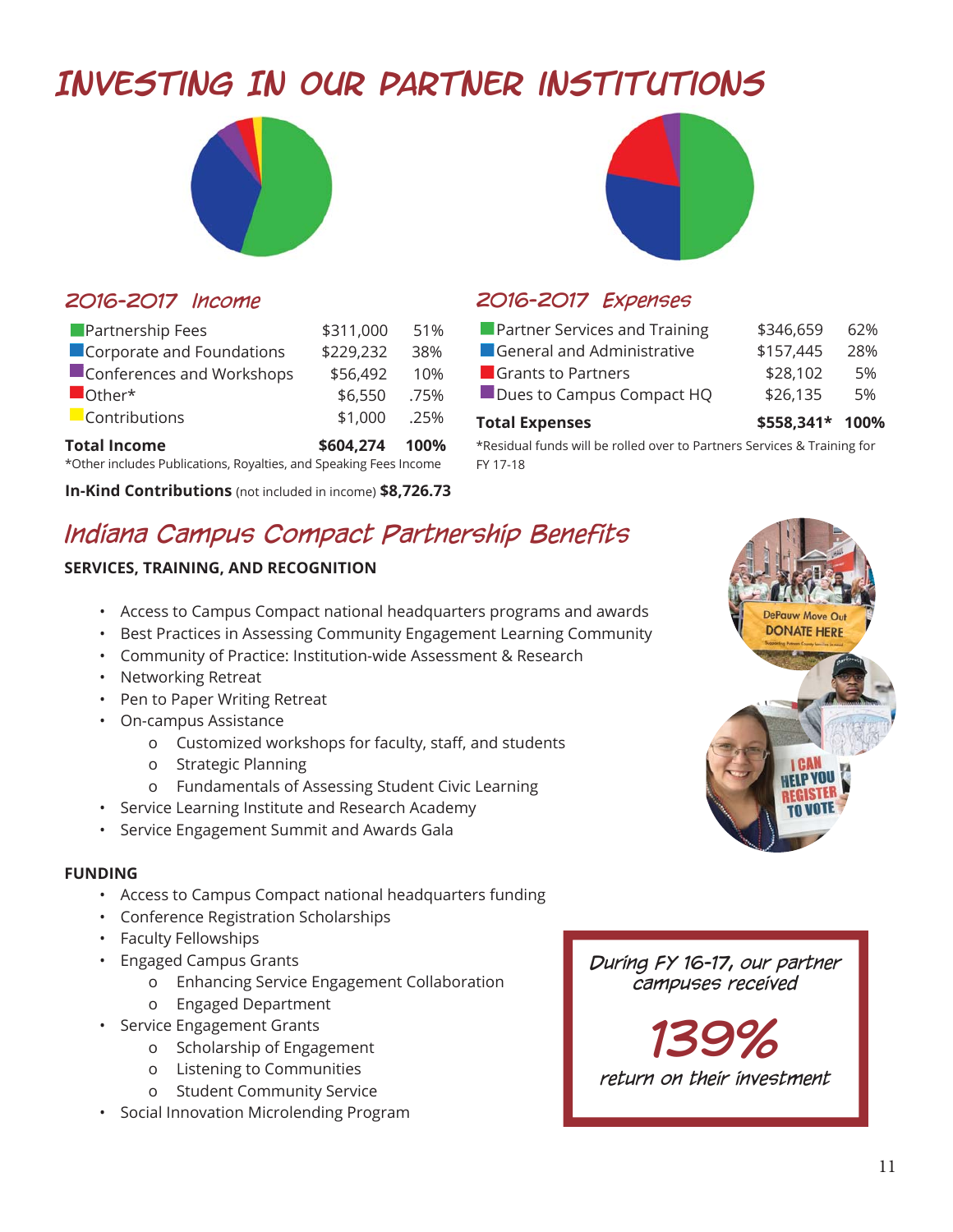# INVESTING IN OUR PARTNER INSTITUTIONS

## 2016-2017 Income

| | | |
|---|---|---|
| Partnership Fees | $311,000 | 51% |
| Corporate and Foundations | $229,232 | 38% |
| Conferences and Workshops | $56,492 | 10% |
| Other* | $6,550 | .75% |
| Contributions | $1,000 | .25% |
| **Total Income** | **$604,274** | **100%** |

*Other includes Publications, Royalties, and Speaking Fees Income

**In-Kind Contributions** (not included in income) **$8,726.73**

## 2016-2017 Expenses

| | | |
|---|---|---|
| Partner Services and Training | $346,659 | 62% |
| General and Administrative | $157,445 | 28% |
| Grants to Partners | $28,102 | 5% |
| Dues to Campus Compact HQ | $26,135 | 5% |
| **Total Expenses** | **$558,341*** | **100%** |

*Residual funds will be rolled over to Partners Services & Training for FY 17-18

## Indiana Campus Compact Partnership Benefits

**SERVICES, TRAINING, AND RECOGNITION**

- Access to Campus Compact national headquarters programs and awards
- Best Practices in Assessing Community Engagement Learning Community
- Community of Practice: Institution-wide Assessment & Research
- Networking Retreat
- Pen to Paper Writing Retreat
- On-campus Assistance
  - Customized workshops for faculty, staff, and students
  - Strategic Planning
  - Fundamentals of Assessing Student Civic Learning
- Service Learning Institute and Research Academy
- Service Engagement Summit and Awards Gala

**FUNDING**

- Access to Campus Compact national headquarters funding
- Conference Registration Scholarships
- Faculty Fellowships
- Engaged Campus Grants
  - Enhancing Service Engagement Collaboration
  - Engaged Department
- Service Engagement Grants
  - Scholarship of Engagement
  - Listening to Communities
  - Student Community Service
- Social Innovation Microlending Program

*During FY 16-17, our partner campuses received*

**139%**

*return on their investment*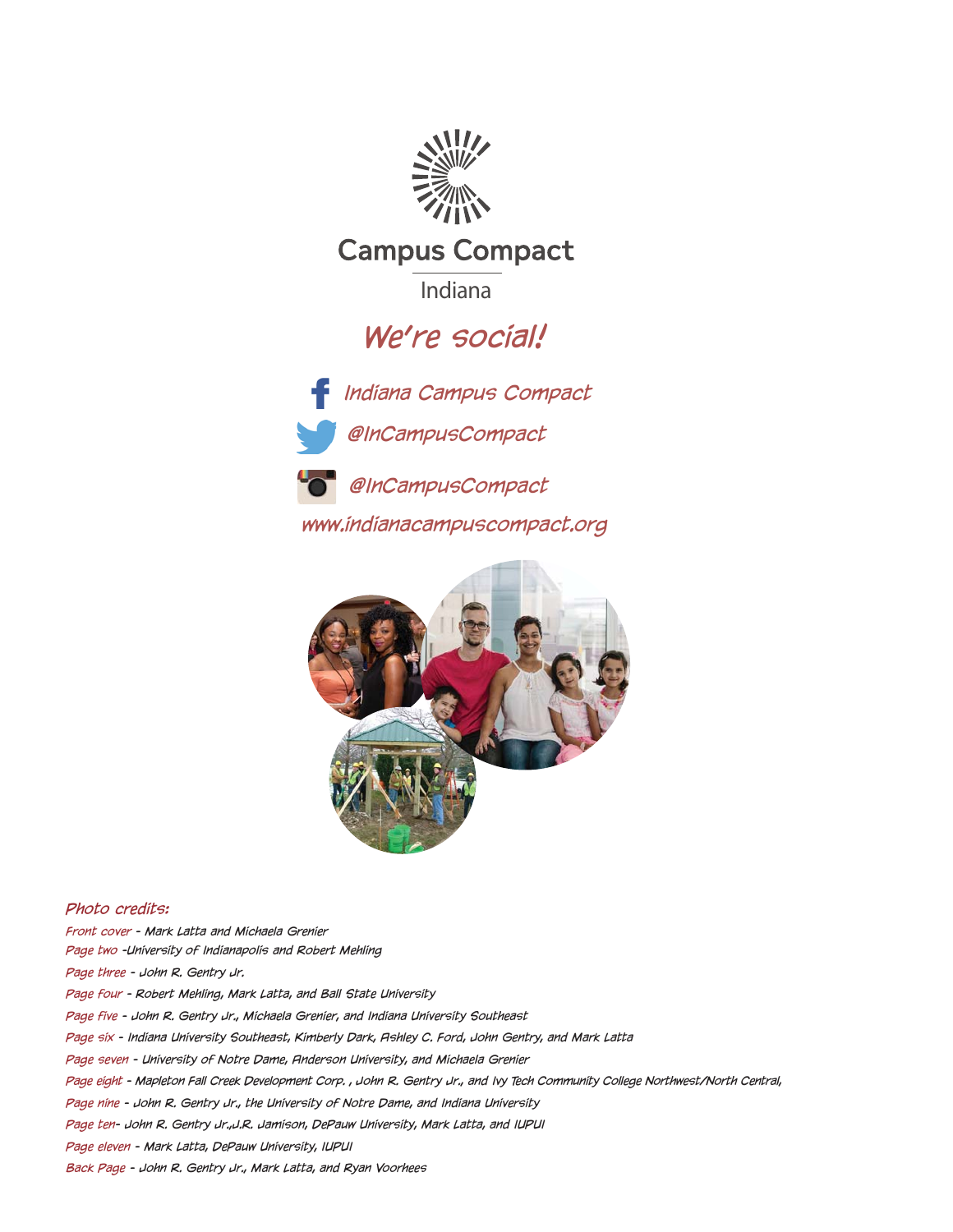Campus Compact

Indiana

## We're social!

Indiana Campus Compact

@InCampusCompact

@InCampusCompact

www.indianacampuscompact.org

### Photo credits:

Front cover - Mark Latta and Michaela Grenier

Page two -University of Indianapolis and Robert Mehling

Page three - John R. Gentry Jr.

Page four - Robert Mehling, Mark Latta, and Ball State University

Page five - John R. Gentry Jr., Michaela Grenier, and Indiana University Southeast

Page six - Indiana University Southeast, Kimberly Dark, Ashley C. Ford, John Gentry, and Mark Latta

Page seven - University of Notre Dame, Anderson University, and Michaela Grenier

Page eight - Mapleton Fall Creek Development Corp. , John R. Gentry Jr., and Ivy Tech Community College Northwest/North Central,

Page nine - John R. Gentry Jr., the University of Notre Dame, and Indiana University

Page ten- John R. Gentry Jr.,J.R. Jamison, DePauw University, Mark Latta, and IUPUI

Page eleven - Mark Latta, DePauw University, IUPUI

Back Page - John R. Gentry Jr., Mark Latta, and Ryan Voorhees